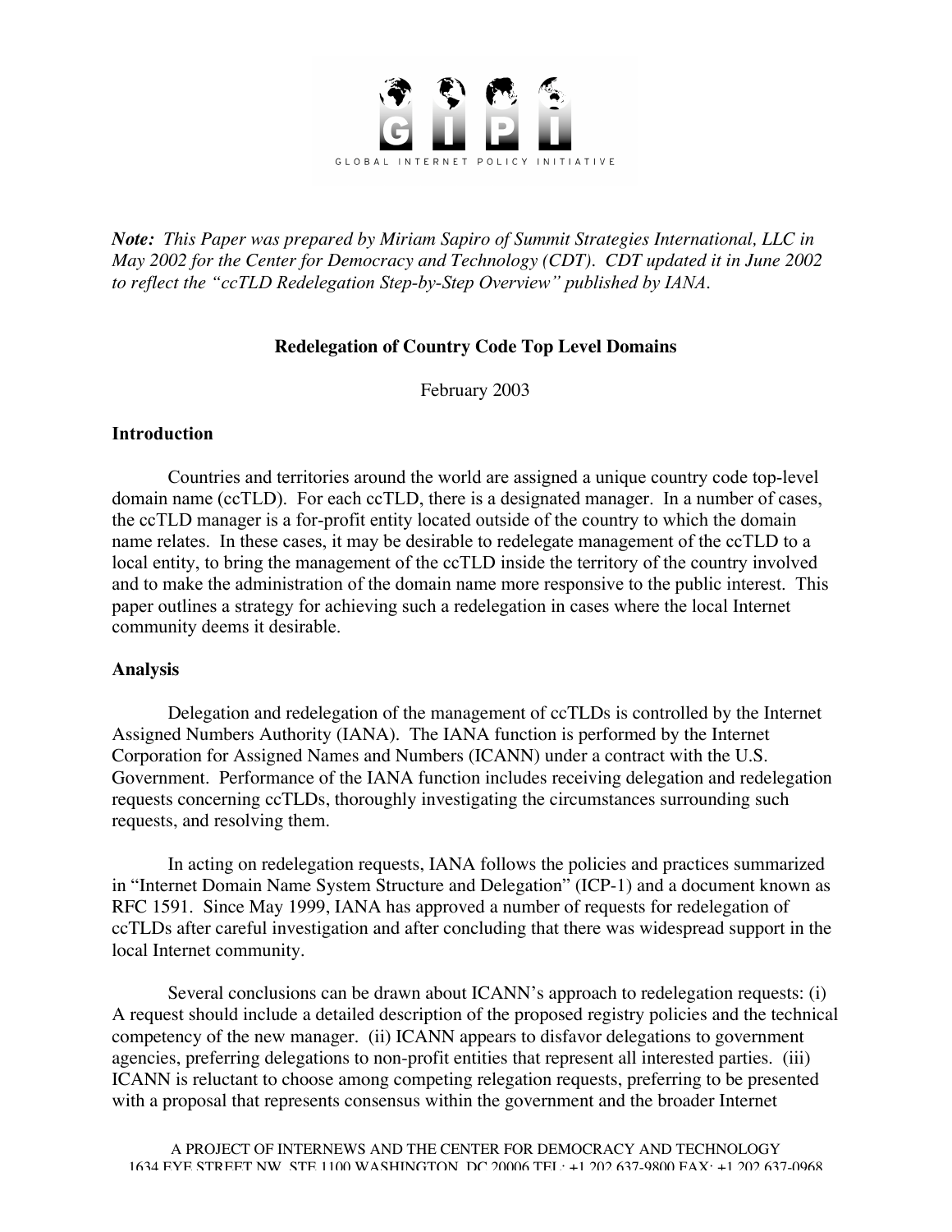GLOBAL INTERNET POLICY INITIATIVE

*Note: This Paper was prepared by Miriam Sapiro of Summit Strategies International, LLC in May 2002 for the Center for Democracy and Technology (CDT). CDT updated it in June 2002 to reflect the "ccTLD Redelegation Step-by-Step Overview" published by IANA.*

**Redelegation of Country Code Top Level Domains**

February 2003

## Introduction

Countries and territories around the world are assigned a unique country code top-level domain name (ccTLD). For each ccTLD, there is a designated manager. In a number of cases, the ccTLD manager is a for-profit entity located outside of the country to which the domain name relates. In these cases, it may be desirable to redelegate management of the ccTLD to a local entity, to bring the management of the ccTLD inside the territory of the country involved and to make the administration of the domain name more responsive to the public interest. This paper outlines a strategy for achieving such a redelegation in cases where the local Internet community deems it desirable.

## Analysis

Delegation and redelegation of the management of ccTLDs is controlled by the Internet Assigned Numbers Authority (IANA). The IANA function is performed by the Internet Corporation for Assigned Names and Numbers (ICANN) under a contract with the U.S. Government. Performance of the IANA function includes receiving delegation and redelegation requests concerning ccTLDs, thoroughly investigating the circumstances surrounding such requests, and resolving them.

In acting on redelegation requests, IANA follows the policies and practices summarized in "Internet Domain Name System Structure and Delegation" (ICP-1) and a document known as RFC 1591. Since May 1999, IANA has approved a number of requests for redelegation of ccTLDs after careful investigation and after concluding that there was widespread support in the local Internet community.

Several conclusions can be drawn about ICANN's approach to redelegation requests: (i) A request should include a detailed description of the proposed registry policies and the technical competency of the new manager. (ii) ICANN appears to disfavor delegations to government agencies, preferring delegations to non-profit entities that represent all interested parties. (iii) ICANN is reluctant to choose among competing relegation requests, preferring to be presented with a proposal that represents consensus within the government and the broader Internet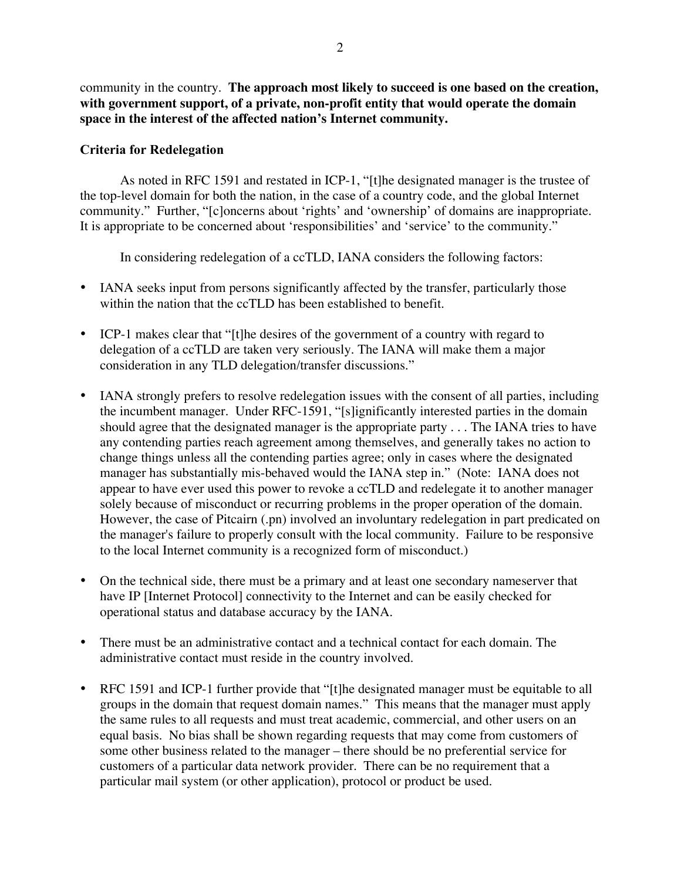community in the country. **The approach most likely to succeed is one based on the creation, with government support, of a private, non-profit entity that would operate the domain space in the interest of the affected nation's Internet community.**

**Criteria for Redelegation**

As noted in RFC 1591 and restated in ICP-1, "[t]he designated manager is the trustee of the top-level domain for both the nation, in the case of a country code, and the global Internet community." Further, "[c]oncerns about 'rights' and 'ownership' of domains are inappropriate. It is appropriate to be concerned about 'responsibilities' and 'service' to the community."

In considering redelegation of a ccTLD, IANA considers the following factors:

- IANA seeks input from persons significantly affected by the transfer, particularly those within the nation that the ccTLD has been established to benefit.
- ICP-1 makes clear that "[t]he desires of the government of a country with regard to delegation of a ccTLD are taken very seriously. The IANA will make them a major consideration in any TLD delegation/transfer discussions."
- IANA strongly prefers to resolve redelegation issues with the consent of all parties, including the incumbent manager. Under RFC-1591, "[s]ignificantly interested parties in the domain should agree that the designated manager is the appropriate party . . . The IANA tries to have any contending parties reach agreement among themselves, and generally takes no action to change things unless all the contending parties agree; only in cases where the designated manager has substantially mis-behaved would the IANA step in." (Note: IANA does not appear to have ever used this power to revoke a ccTLD and redelegate it to another manager solely because of misconduct or recurring problems in the proper operation of the domain. However, the case of Pitcairn (.pn) involved an involuntary redelegation in part predicated on the manager's failure to properly consult with the local community. Failure to be responsive to the local Internet community is a recognized form of misconduct.)
- On the technical side, there must be a primary and at least one secondary nameserver that have IP [Internet Protocol] connectivity to the Internet and can be easily checked for operational status and database accuracy by the IANA.
- There must be an administrative contact and a technical contact for each domain. The administrative contact must reside in the country involved.
- RFC 1591 and ICP-1 further provide that "[t]he designated manager must be equitable to all groups in the domain that request domain names." This means that the manager must apply the same rules to all requests and must treat academic, commercial, and other users on an equal basis. No bias shall be shown regarding requests that may come from customers of some other business related to the manager – there should be no preferential service for customers of a particular data network provider. There can be no requirement that a particular mail system (or other application), protocol or product be used.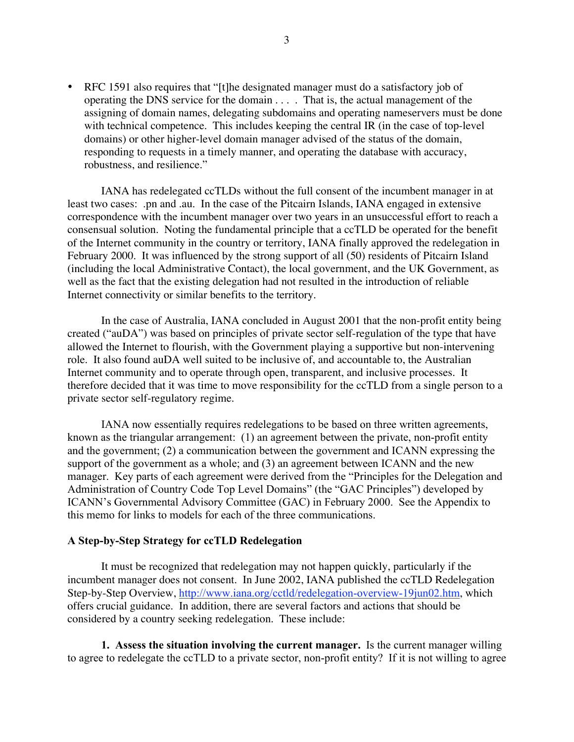- RFC 1591 also requires that "[t]he designated manager must do a satisfactory job of operating the DNS service for the domain . . . . That is, the actual management of the assigning of domain names, delegating subdomains and operating nameservers must be done with technical competence. This includes keeping the central IR (in the case of top-level domains) or other higher-level domain manager advised of the status of the domain, responding to requests in a timely manner, and operating the database with accuracy, robustness, and resilience."

IANA has redelegated ccTLDs without the full consent of the incumbent manager in at least two cases: .pn and .au. In the case of the Pitcairn Islands, IANA engaged in extensive correspondence with the incumbent manager over two years in an unsuccessful effort to reach a consensual solution. Noting the fundamental principle that a ccTLD be operated for the benefit of the Internet community in the country or territory, IANA finally approved the redelegation in February 2000. It was influenced by the strong support of all (50) residents of Pitcairn Island (including the local Administrative Contact), the local government, and the UK Government, as well as the fact that the existing delegation had not resulted in the introduction of reliable Internet connectivity or similar benefits to the territory.

In the case of Australia, IANA concluded in August 2001 that the non-profit entity being created ("auDA") was based on principles of private sector self-regulation of the type that have allowed the Internet to flourish, with the Government playing a supportive but non-intervening role. It also found auDA well suited to be inclusive of, and accountable to, the Australian Internet community and to operate through open, transparent, and inclusive processes. It therefore decided that it was time to move responsibility for the ccTLD from a single person to a private sector self-regulatory regime.

IANA now essentially requires redelegations to be based on three written agreements, known as the triangular arrangement: (1) an agreement between the private, non-profit entity and the government; (2) a communication between the government and ICANN expressing the support of the government as a whole; and (3) an agreement between ICANN and the new manager. Key parts of each agreement were derived from the "Principles for the Delegation and Administration of Country Code Top Level Domains" (the "GAC Principles") developed by ICANN's Governmental Advisory Committee (GAC) in February 2000. See the Appendix to this memo for links to models for each of the three communications.

**A Step-by-Step Strategy for ccTLD Redelegation**

It must be recognized that redelegation may not happen quickly, particularly if the incumbent manager does not consent. In June 2002, IANA published the ccTLD Redelegation Step-by-Step Overview, http://www.iana.org/cctld/redelegation-overview-19jun02.htm, which offers crucial guidance. In addition, there are several factors and actions that should be considered by a country seeking redelegation. These include:

**1. Assess the situation involving the current manager.** Is the current manager willing to agree to redelegate the ccTLD to a private sector, non-profit entity? If it is not willing to agree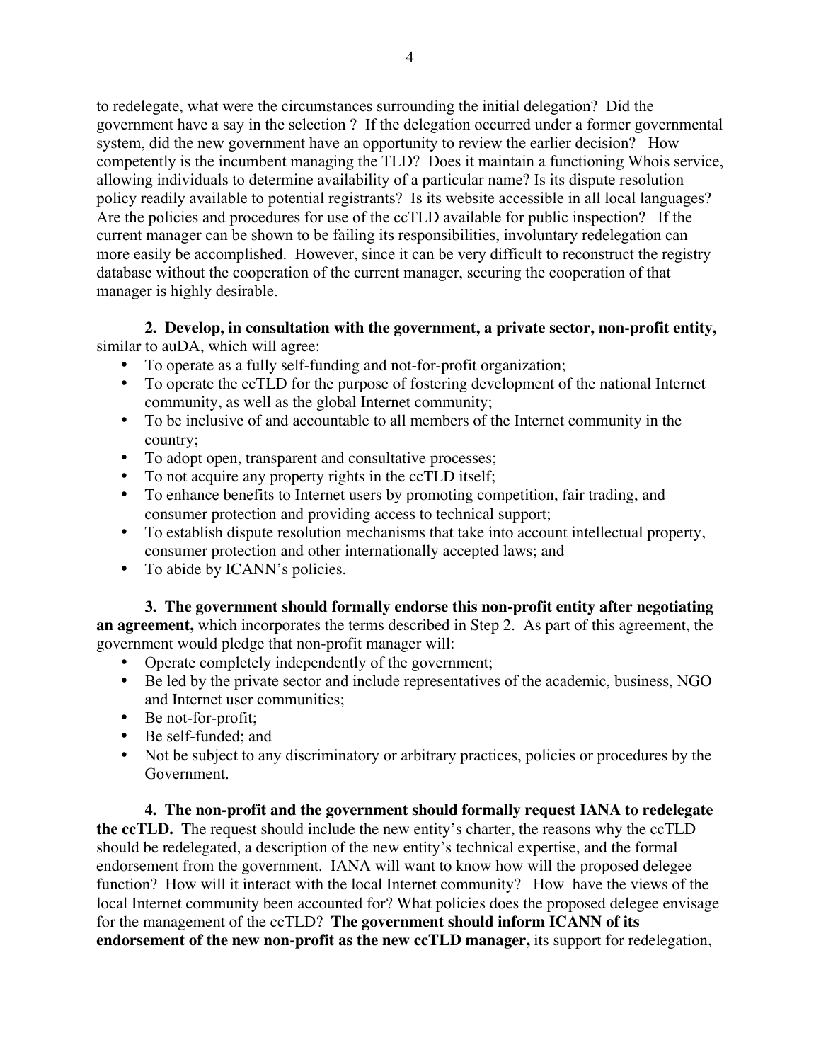to redelegate, what were the circumstances surrounding the initial delegation? Did the government have a say in the selection ? If the delegation occurred under a former governmental system, did the new government have an opportunity to review the earlier decision? How competently is the incumbent managing the TLD? Does it maintain a functioning Whois service, allowing individuals to determine availability of a particular name? Is its dispute resolution policy readily available to potential registrants? Is its website accessible in all local languages? Are the policies and procedures for use of the ccTLD available for public inspection? If the current manager can be shown to be failing its responsibilities, involuntary redelegation can more easily be accomplished. However, since it can be very difficult to reconstruct the registry database without the cooperation of the current manager, securing the cooperation of that manager is highly desirable.

**2. Develop, in consultation with the government, a private sector, non-profit entity,** similar to auDA, which will agree:

- To operate as a fully self-funding and not-for-profit organization;
- To operate the ccTLD for the purpose of fostering development of the national Internet community, as well as the global Internet community;
- To be inclusive of and accountable to all members of the Internet community in the country;
- To adopt open, transparent and consultative processes;
- To not acquire any property rights in the ccTLD itself;
- To enhance benefits to Internet users by promoting competition, fair trading, and consumer protection and providing access to technical support;
- To establish dispute resolution mechanisms that take into account intellectual property, consumer protection and other internationally accepted laws; and
- To abide by ICANN's policies.

**3. The government should formally endorse this non-profit entity after negotiating an agreement,** which incorporates the terms described in Step 2. As part of this agreement, the government would pledge that non-profit manager will:

- Operate completely independently of the government;
- Be led by the private sector and include representatives of the academic, business, NGO and Internet user communities;
- Be not-for-profit;
- Be self-funded; and
- Not be subject to any discriminatory or arbitrary practices, policies or procedures by the Government.

**4. The non-profit and the government should formally request IANA to redelegate the ccTLD.** The request should include the new entity's charter, the reasons why the ccTLD should be redelegated, a description of the new entity's technical expertise, and the formal endorsement from the government. IANA will want to know how will the proposed delegee function? How will it interact with the local Internet community? How have the views of the local Internet community been accounted for? What policies does the proposed delegee envisage for the management of the ccTLD? **The government should inform ICANN of its endorsement of the new non-profit as the new ccTLD manager,** its support for redelegation,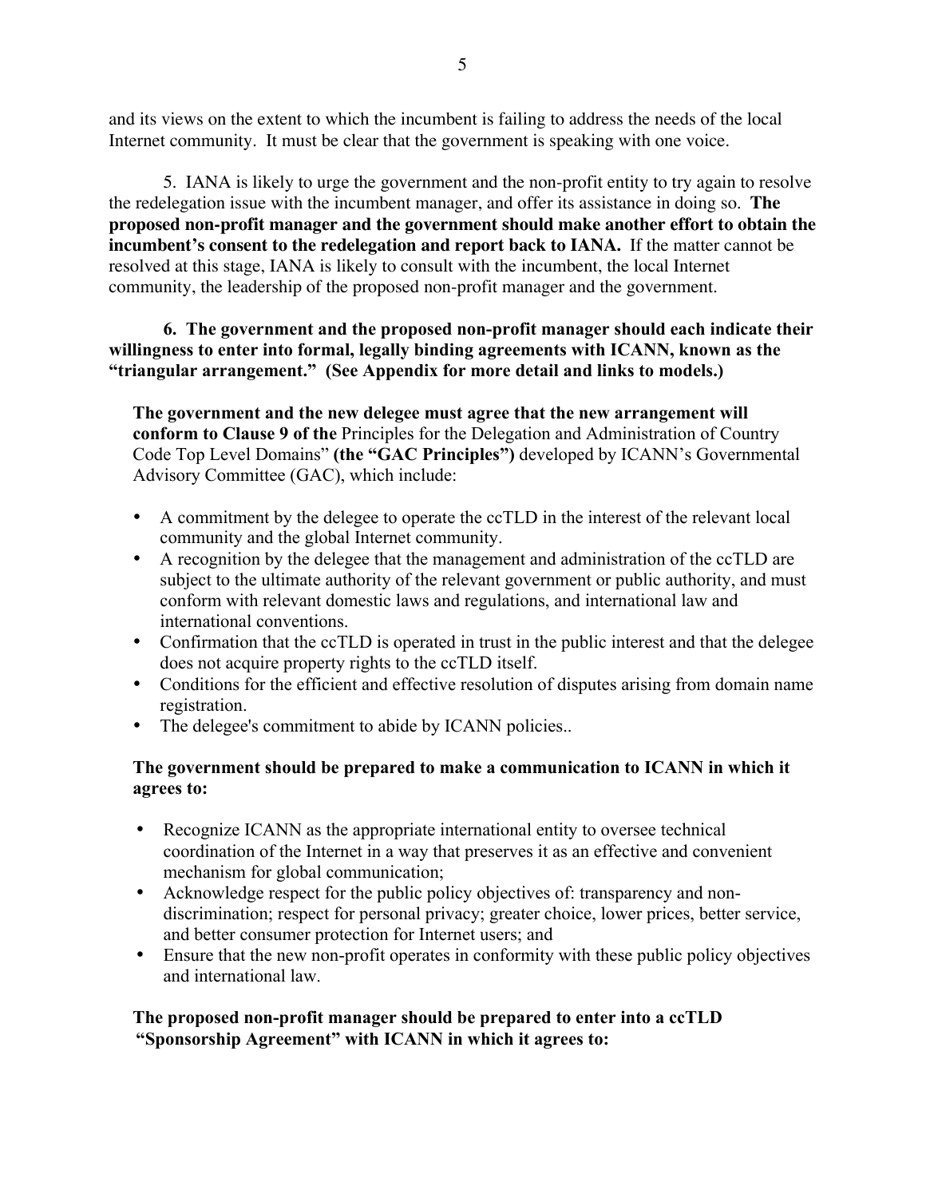and its views on the extent to which the incumbent is failing to address the needs of the local Internet community. It must be clear that the government is speaking with one voice.

5. IANA is likely to urge the government and the non-profit entity to try again to resolve the redelegation issue with the incumbent manager, and offer its assistance in doing so. **The proposed non-profit manager and the government should make another effort to obtain the incumbent's consent to the redelegation and report back to IANA.** If the matter cannot be resolved at this stage, IANA is likely to consult with the incumbent, the local Internet community, the leadership of the proposed non-profit manager and the government.

**6. The government and the proposed non-profit manager should each indicate their willingness to enter into formal, legally binding agreements with ICANN, known as the "triangular arrangement." (See Appendix for more detail and links to models.)**

**The government and the new delegee must agree that the new arrangement will conform to Clause 9 of the** Principles for the Delegation and Administration of Country Code Top Level Domains" **(the "GAC Principles")** developed by ICANN's Governmental Advisory Committee (GAC), which include:

- A commitment by the delegee to operate the ccTLD in the interest of the relevant local community and the global Internet community.
- A recognition by the delegee that the management and administration of the ccTLD are subject to the ultimate authority of the relevant government or public authority, and must conform with relevant domestic laws and regulations, and international law and international conventions.
- Confirmation that the ccTLD is operated in trust in the public interest and that the delegee does not acquire property rights to the ccTLD itself.
- Conditions for the efficient and effective resolution of disputes arising from domain name registration.
- The delegee's commitment to abide by ICANN policies..

**The government should be prepared to make a communication to ICANN in which it agrees to:**

- Recognize ICANN as the appropriate international entity to oversee technical coordination of the Internet in a way that preserves it as an effective and convenient mechanism for global communication;
- Acknowledge respect for the public policy objectives of: transparency and non-discrimination; respect for personal privacy; greater choice, lower prices, better service, and better consumer protection for Internet users; and
- Ensure that the new non-profit operates in conformity with these public policy objectives and international law.

**The proposed non-profit manager should be prepared to enter into a ccTLD "Sponsorship Agreement" with ICANN in which it agrees to:**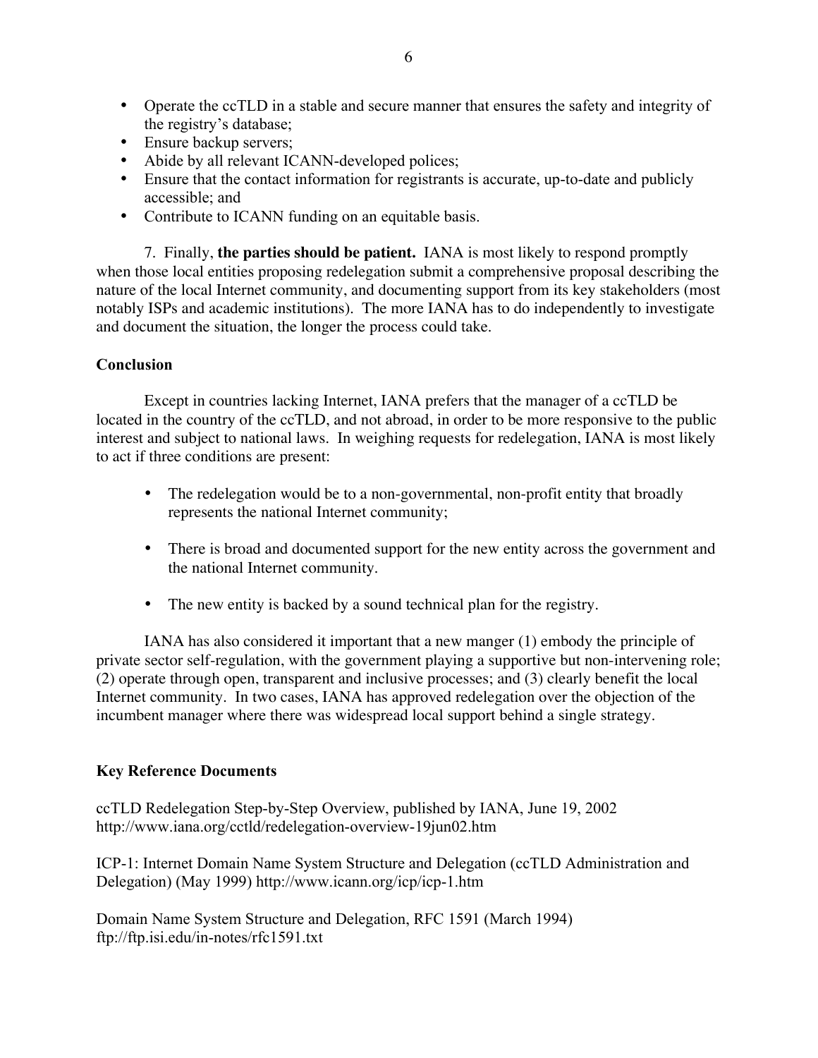- Operate the ccTLD in a stable and secure manner that ensures the safety and integrity of the registry's database;
- Ensure backup servers;
- Abide by all relevant ICANN-developed polices;
- Ensure that the contact information for registrants is accurate, up-to-date and publicly accessible; and
- Contribute to ICANN funding on an equitable basis.

7. Finally, **the parties should be patient.** IANA is most likely to respond promptly when those local entities proposing redelegation submit a comprehensive proposal describing the nature of the local Internet community, and documenting support from its key stakeholders (most notably ISPs and academic institutions). The more IANA has to do independently to investigate and document the situation, the longer the process could take.

**Conclusion**

Except in countries lacking Internet, IANA prefers that the manager of a ccTLD be located in the country of the ccTLD, and not abroad, in order to be more responsive to the public interest and subject to national laws. In weighing requests for redelegation, IANA is most likely to act if three conditions are present:

- The redelegation would be to a non-governmental, non-profit entity that broadly represents the national Internet community;
- There is broad and documented support for the new entity across the government and the national Internet community.
- The new entity is backed by a sound technical plan for the registry.

IANA has also considered it important that a new manger (1) embody the principle of private sector self-regulation, with the government playing a supportive but non-intervening role; (2) operate through open, transparent and inclusive processes; and (3) clearly benefit the local Internet community. In two cases, IANA has approved redelegation over the objection of the incumbent manager where there was widespread local support behind a single strategy.

**Key Reference Documents**

ccTLD Redelegation Step-by-Step Overview, published by IANA, June 19, 2002
http://www.iana.org/cctld/redelegation-overview-19jun02.htm

ICP-1: Internet Domain Name System Structure and Delegation (ccTLD Administration and Delegation) (May 1999) http://www.icann.org/icp/icp-1.htm

Domain Name System Structure and Delegation, RFC 1591 (March 1994)
ftp://ftp.isi.edu/in-notes/rfc1591.txt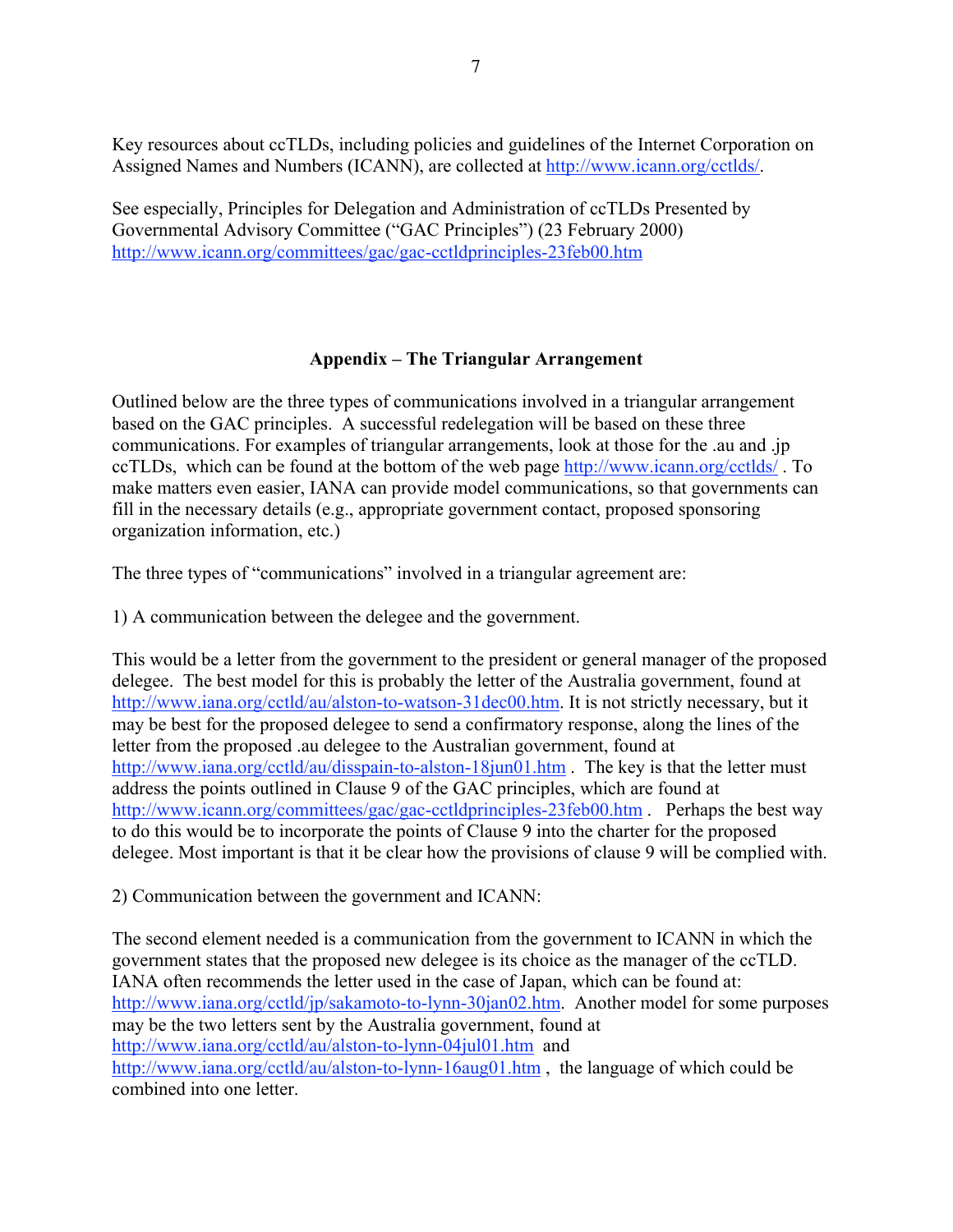Key resources about ccTLDs, including policies and guidelines of the Internet Corporation on Assigned Names and Numbers (ICANN), are collected at http://www.icann.org/cctlds/.

See especially, Principles for Delegation and Administration of ccTLDs Presented by Governmental Advisory Committee ("GAC Principles") (23 February 2000) http://www.icann.org/committees/gac/gac-cctldprinciples-23feb00.htm

## Appendix – The Triangular Arrangement

Outlined below are the three types of communications involved in a triangular arrangement based on the GAC principles. A successful redelegation will be based on these three communications. For examples of triangular arrangements, look at those for the .au and .jp ccTLDs, which can be found at the bottom of the web page http://www.icann.org/cctlds/ . To make matters even easier, IANA can provide model communications, so that governments can fill in the necessary details (e.g., appropriate government contact, proposed sponsoring organization information, etc.)

The three types of "communications" involved in a triangular agreement are:

1) A communication between the delegee and the government.

This would be a letter from the government to the president or general manager of the proposed delegee. The best model for this is probably the letter of the Australia government, found at http://www.iana.org/cctld/au/alston-to-watson-31dec00.htm. It is not strictly necessary, but it may be best for the proposed delegee to send a confirmatory response, along the lines of the letter from the proposed .au delegee to the Australian government, found at http://www.iana.org/cctld/au/disspain-to-alston-18jun01.htm . The key is that the letter must address the points outlined in Clause 9 of the GAC principles, which are found at http://www.icann.org/committees/gac/gac-cctldprinciples-23feb00.htm . Perhaps the best way to do this would be to incorporate the points of Clause 9 into the charter for the proposed delegee. Most important is that it be clear how the provisions of clause 9 will be complied with.

2) Communication between the government and ICANN:

The second element needed is a communication from the government to ICANN in which the government states that the proposed new delegee is its choice as the manager of the ccTLD. IANA often recommends the letter used in the case of Japan, which can be found at: http://www.iana.org/cctld/jp/sakamoto-to-lynn-30jan02.htm. Another model for some purposes may be the two letters sent by the Australia government, found at http://www.iana.org/cctld/au/alston-to-lynn-04jul01.htm and http://www.iana.org/cctld/au/alston-to-lynn-16aug01.htm , the language of which could be combined into one letter.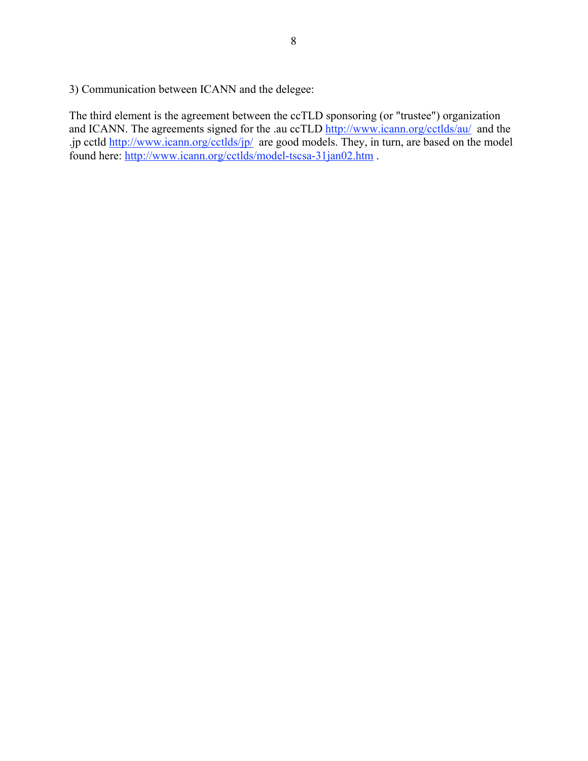3) Communication between ICANN and the delegee:

The third element is the agreement between the ccTLD sponsoring (or "trustee") organization and ICANN. The agreements signed for the .au ccTLD http://www.icann.org/cctlds/au/ and the .jp cctld http://www.icann.org/cctlds/jp/ are good models. They, in turn, are based on the model found here: http://www.icann.org/cctlds/model-tscsa-31jan02.htm .